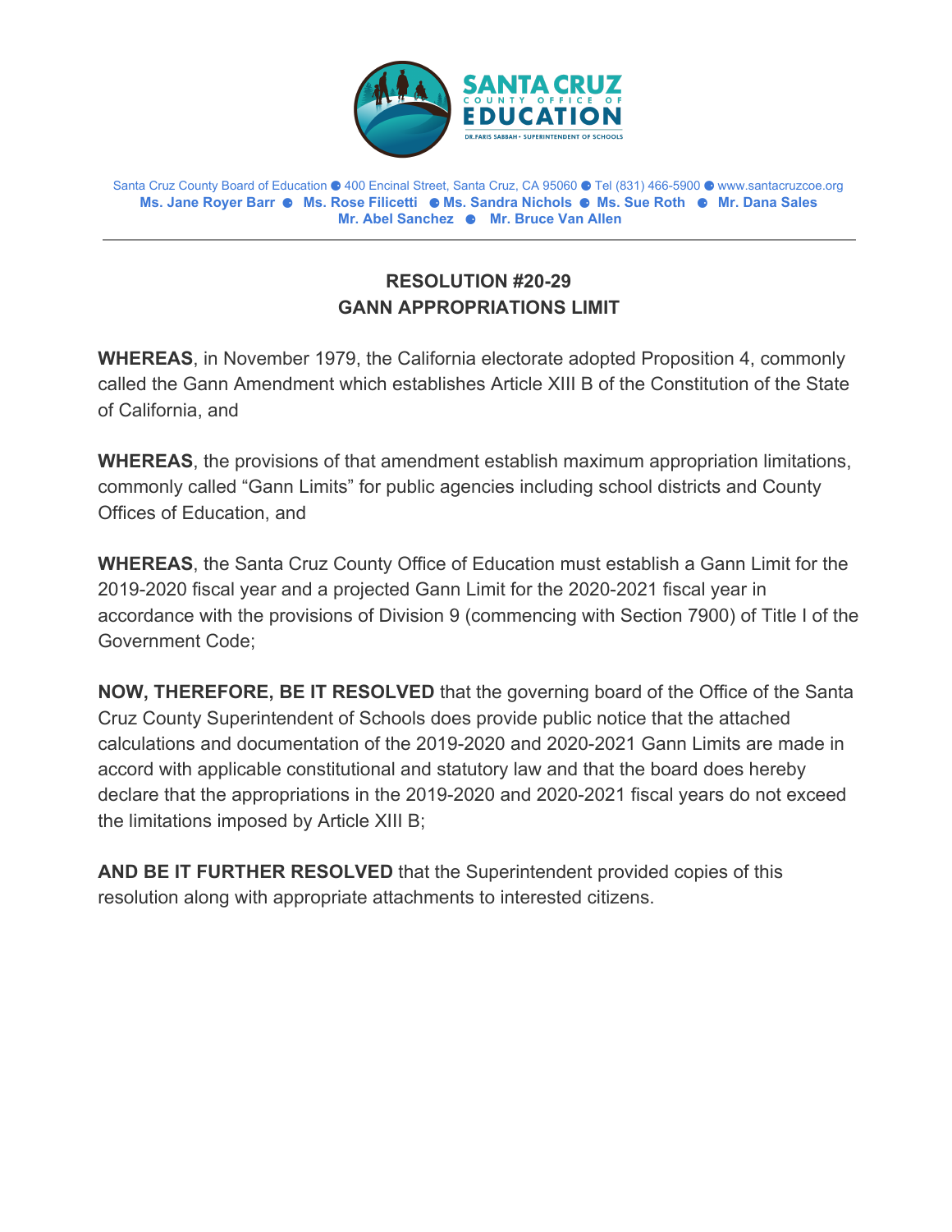SANTA CRUZ COUNTY OFFICE OF EDUCATION

DR. FARIS SABBAH • SUPERINTENDENT OF SCHOOLS

Santa Cruz County Board of Education ● 400 Encinal Street, Santa Cruz, CA 95060 ● Tel (831) 466-5900 ● www.santacruzcoe.org

**Ms. Jane Royer Barr ● Ms. Rose Filicetti ● Ms. Sandra Nichols ● Ms. Sue Roth ● Mr. Dana Sales**
**Mr. Abel Sanchez ● Mr. Bruce Van Allen**

---

## RESOLUTION #20-29
## GANN APPROPRIATIONS LIMIT

**WHEREAS**, in November 1979, the California electorate adopted Proposition 4, commonly called the Gann Amendment which establishes Article XIII B of the Constitution of the State of California, and

**WHEREAS**, the provisions of that amendment establish maximum appropriation limitations, commonly called "Gann Limits" for public agencies including school districts and County Offices of Education, and

**WHEREAS**, the Santa Cruz County Office of Education must establish a Gann Limit for the 2019-2020 fiscal year and a projected Gann Limit for the 2020-2021 fiscal year in accordance with the provisions of Division 9 (commencing with Section 7900) of Title I of the Government Code;

**NOW, THEREFORE, BE IT RESOLVED** that the governing board of the Office of the Santa Cruz County Superintendent of Schools does provide public notice that the attached calculations and documentation of the 2019-2020 and 2020-2021 Gann Limits are made in accord with applicable constitutional and statutory law and that the board does hereby declare that the appropriations in the 2019-2020 and 2020-2021 fiscal years do not exceed the limitations imposed by Article XIII B;

**AND BE IT FURTHER RESOLVED** that the Superintendent provided copies of this resolution along with appropriate attachments to interested citizens.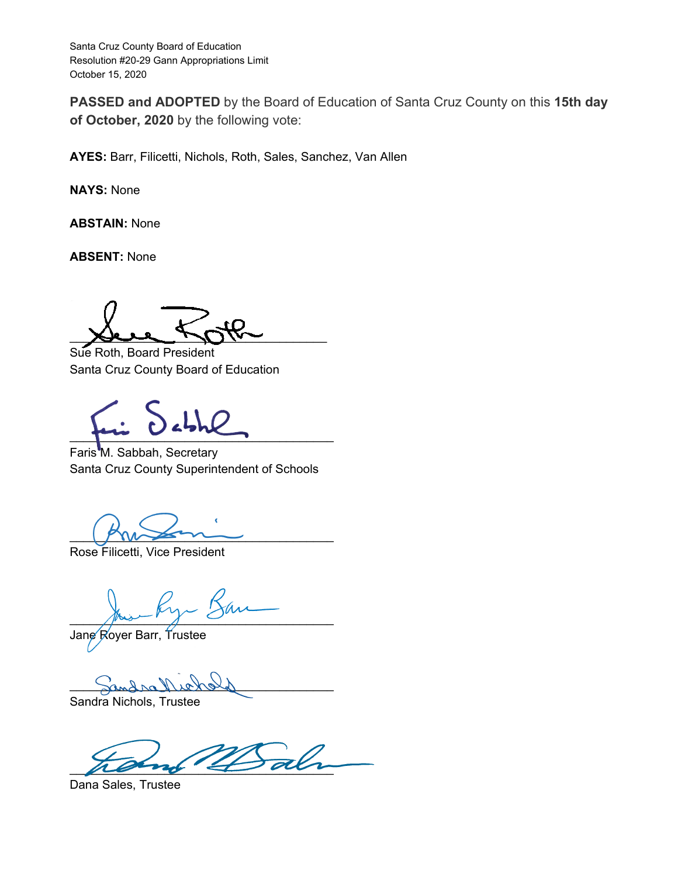Santa Cruz County Board of Education
Resolution #20-29 Gann Appropriations Limit
October 15, 2020

**PASSED and ADOPTED** by the Board of Education of Santa Cruz County on this **15th day of October, 2020** by the following vote:

**AYES:** Barr, Filicetti, Nichols, Roth, Sales, Sanchez, Van Allen

**NAYS:** None

**ABSTAIN:** None

**ABSENT:** None

______________________________
Sue Roth, Board President
Santa Cruz County Board of Education

______________________________
Faris M. Sabbah, Secretary
Santa Cruz County Superintendent of Schools

______________________________
Rose Filicetti, Vice President

______________________________
Jane Royer Barr, Trustee

______________________________
Sandra Nichols, Trustee

______________________________
Dana Sales, Trustee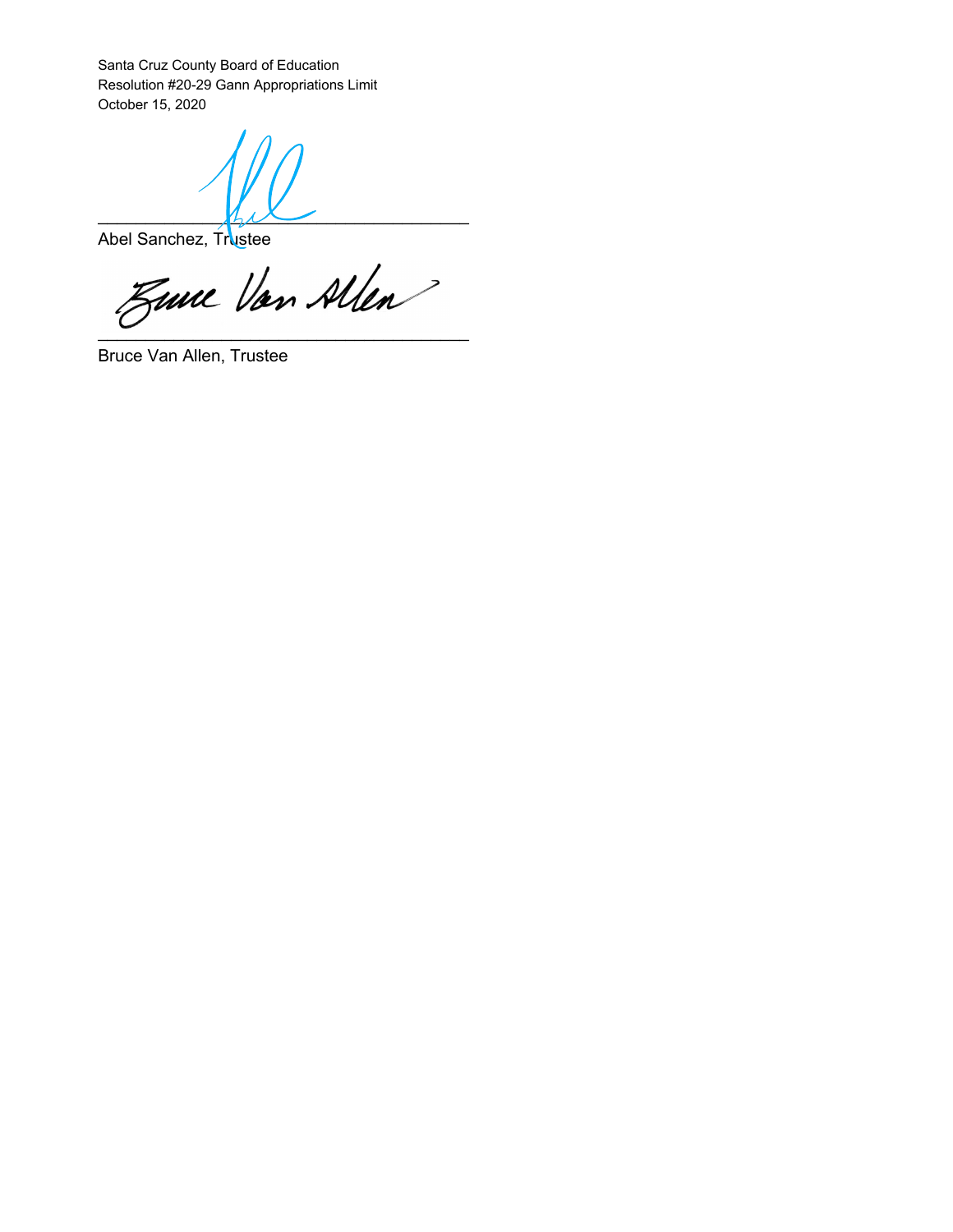Santa Cruz County Board of Education
Resolution #20-29 Gann Appropriations Limit
October 15, 2020

\_\_\_\_\_\_\_\_\_\_\_\_\_\_\_\_\_\_\_\_\_\_\_\_\_\_\_\_\_\_\_\_\_\_\_\_\_\_\_\_

Abel Sanchez, Trustee

\_\_\_\_\_\_\_\_\_\_\_\_\_\_\_\_\_\_\_\_\_\_\_\_\_\_\_\_\_\_\_\_\_\_\_\_\_\_\_\_

Bruce Van Allen, Trustee